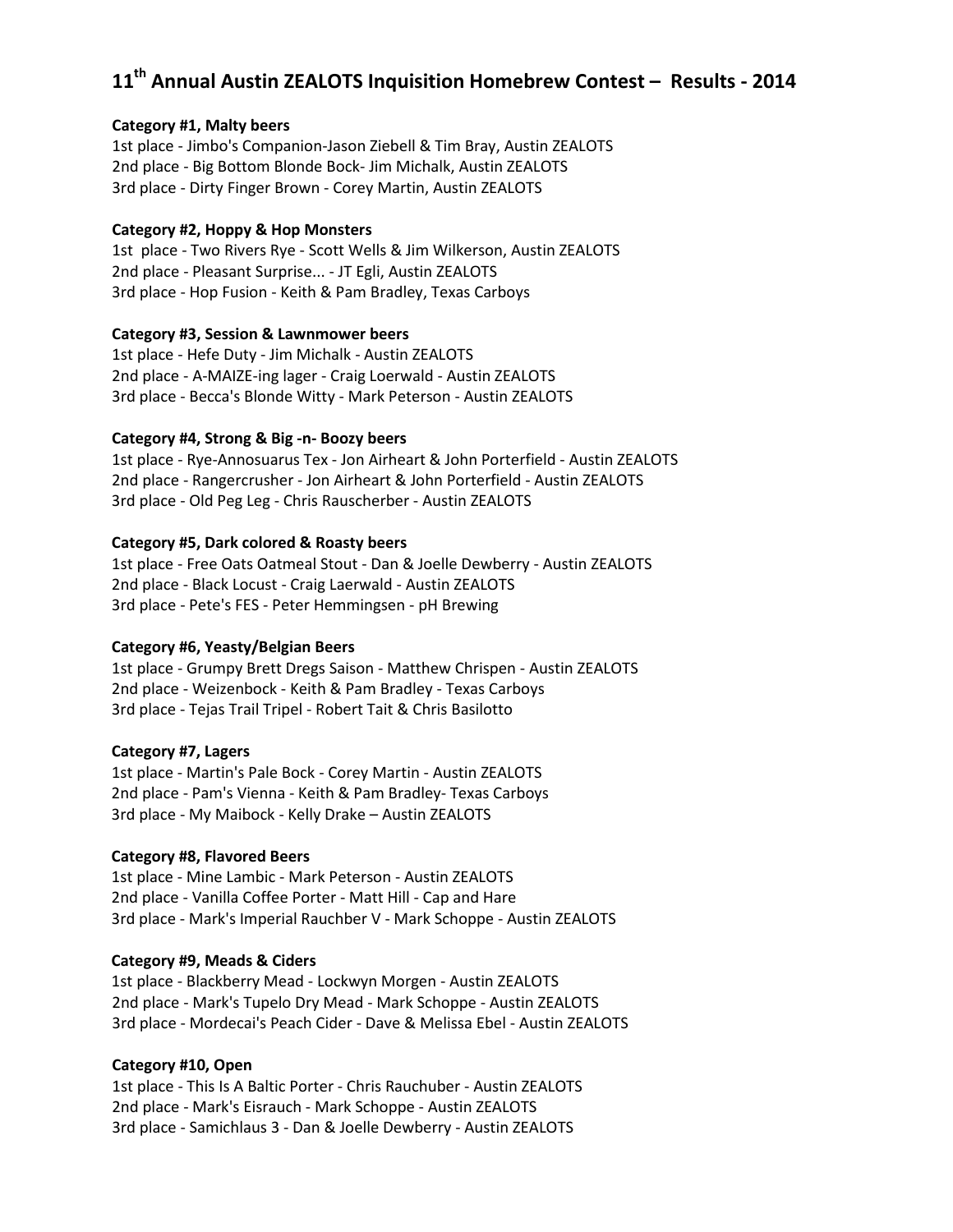# 11th Annual Austin ZEALOTS Inquisition Homebrew Contest – Results - 2014

**Category #1, Malty beers**

1st place - Jimbo's Companion-Jason Ziebell & Tim Bray, Austin ZEALOTS
2nd place - Big Bottom Blonde Bock- Jim Michalk, Austin ZEALOTS
3rd place - Dirty Finger Brown - Corey Martin, Austin ZEALOTS

**Category #2, Hoppy & Hop Monsters**

1st place - Two Rivers Rye - Scott Wells & Jim Wilkerson, Austin ZEALOTS
2nd place - Pleasant Surprise... - JT Egli, Austin ZEALOTS
3rd place - Hop Fusion - Keith & Pam Bradley, Texas Carboys

**Category #3, Session & Lawnmower beers**

1st place - Hefe Duty - Jim Michalk - Austin ZEALOTS
2nd place - A-MAIZE-ing lager - Craig Loerwald - Austin ZEALOTS
3rd place - Becca's Blonde Witty - Mark Peterson - Austin ZEALOTS

**Category #4, Strong & Big -n- Boozy beers**

1st place - Rye-Annosuarus Tex - Jon Airheart & John Porterfield - Austin ZEALOTS
2nd place - Rangercrusher - Jon Airheart & John Porterfield - Austin ZEALOTS
3rd place - Old Peg Leg - Chris Rauscherber - Austin ZEALOTS

**Category #5, Dark colored & Roasty beers**

1st place - Free Oats Oatmeal Stout - Dan & Joelle Dewberry - Austin ZEALOTS
2nd place - Black Locust - Craig Laerwald - Austin ZEALOTS
3rd place - Pete's FES - Peter Hemmingsen - pH Brewing

**Category #6, Yeasty/Belgian Beers**

1st place - Grumpy Brett Dregs Saison - Matthew Chrispen - Austin ZEALOTS
2nd place - Weizenbock - Keith & Pam Bradley - Texas Carboys
3rd place - Tejas Trail Tripel - Robert Tait & Chris Basilotto

**Category #7, Lagers**

1st place - Martin's Pale Bock - Corey Martin - Austin ZEALOTS
2nd place - Pam's Vienna - Keith & Pam Bradley- Texas Carboys
3rd place - My Maibock - Kelly Drake – Austin ZEALOTS

**Category #8, Flavored Beers**

1st place - Mine Lambic - Mark Peterson - Austin ZEALOTS
2nd place - Vanilla Coffee Porter - Matt Hill - Cap and Hare
3rd place - Mark's Imperial Rauchber V - Mark Schoppe - Austin ZEALOTS

**Category #9, Meads & Ciders**

1st place - Blackberry Mead - Lockwyn Morgen - Austin ZEALOTS
2nd place - Mark's Tupelo Dry Mead - Mark Schoppe - Austin ZEALOTS
3rd place - Mordecai's Peach Cider - Dave & Melissa Ebel - Austin ZEALOTS

**Category #10, Open**

1st place - This Is A Baltic Porter - Chris Rauchuber - Austin ZEALOTS
2nd place - Mark's Eisrauch - Mark Schoppe - Austin ZEALOTS
3rd place - Samichlaus 3 - Dan & Joelle Dewberry - Austin ZEALOTS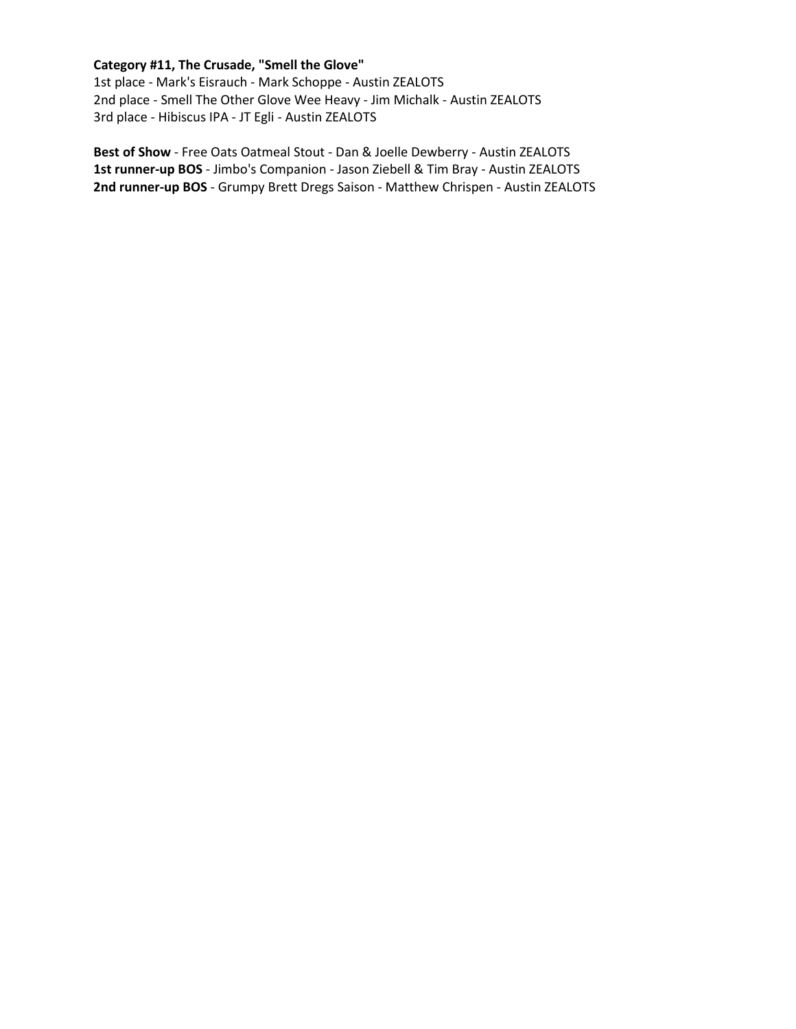**Category #11, The Crusade, "Smell the Glove"**
1st place - Mark's Eisrauch - Mark Schoppe - Austin ZEALOTS
2nd place - Smell The Other Glove Wee Heavy - Jim Michalk - Austin ZEALOTS
3rd place - Hibiscus IPA - JT Egli - Austin ZEALOTS

**Best of Show** - Free Oats Oatmeal Stout - Dan & Joelle Dewberry - Austin ZEALOTS
**1st runner-up BOS** - Jimbo's Companion - Jason Ziebell & Tim Bray - Austin ZEALOTS
**2nd runner-up BOS** - Grumpy Brett Dregs Saison - Matthew Chrispen - Austin ZEALOTS